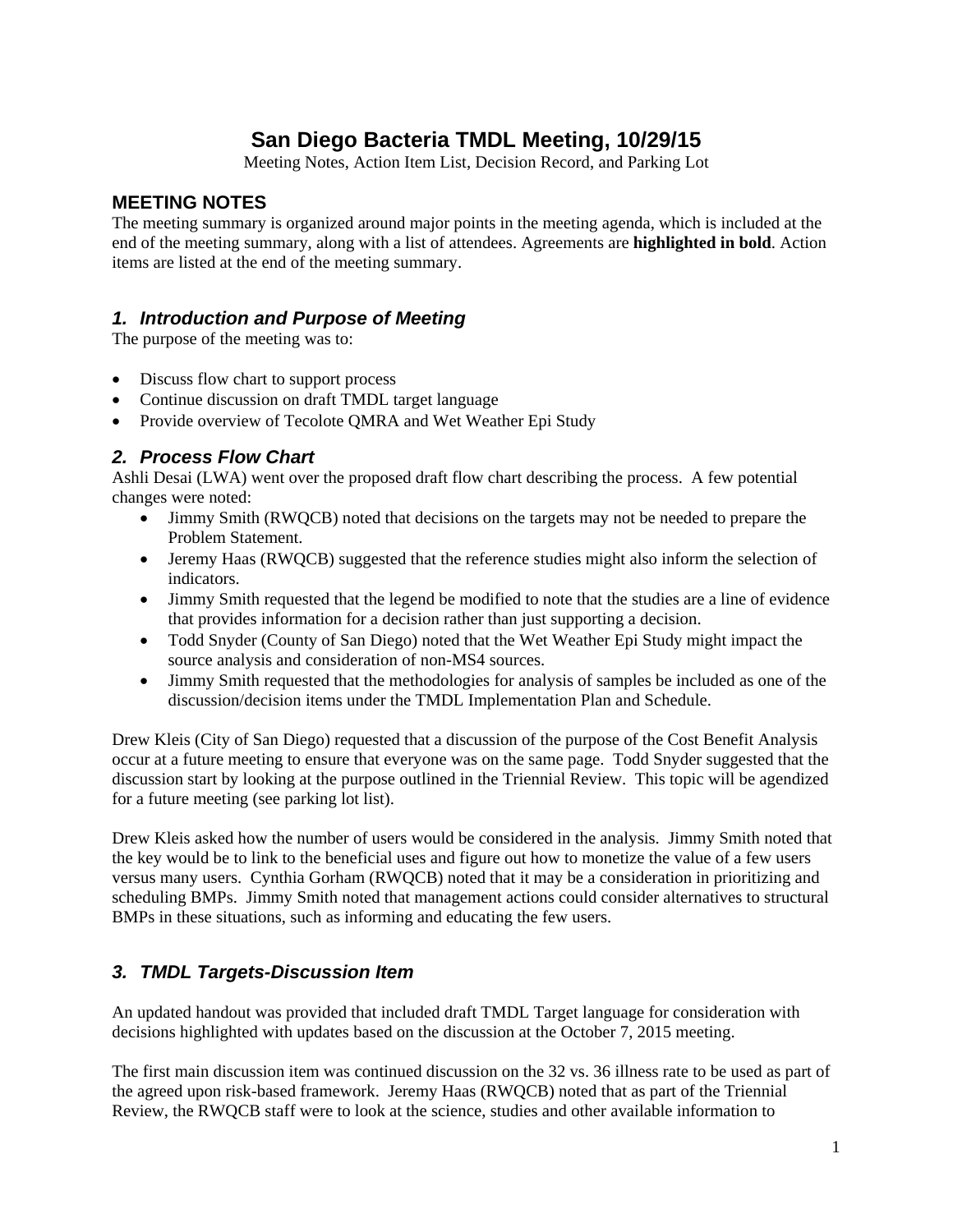# San Diego Bacteria TMDL Meeting, 10/29/15

Meeting Notes, Action Item List, Decision Record, and Parking Lot

## MEETING NOTES

The meeting summary is organized around major points in the meeting agenda, which is included at the end of the meeting summary, along with a list of attendees. Agreements are **highlighted in bold**. Action items are listed at the end of the meeting summary.

### *1. Introduction and Purpose of Meeting*

The purpose of the meeting was to:

- Discuss flow chart to support process
- Continue discussion on draft TMDL target language
- Provide overview of Tecolote QMRA and Wet Weather Epi Study

### *2. Process Flow Chart*

Ashli Desai (LWA) went over the proposed draft flow chart describing the process. A few potential changes were noted:

- Jimmy Smith (RWQCB) noted that decisions on the targets may not be needed to prepare the Problem Statement.
- Jeremy Haas (RWQCB) suggested that the reference studies might also inform the selection of indicators.
- Jimmy Smith requested that the legend be modified to note that the studies are a line of evidence that provides information for a decision rather than just supporting a decision.
- Todd Snyder (County of San Diego) noted that the Wet Weather Epi Study might impact the source analysis and consideration of non-MS4 sources.
- Jimmy Smith requested that the methodologies for analysis of samples be included as one of the discussion/decision items under the TMDL Implementation Plan and Schedule.

Drew Kleis (City of San Diego) requested that a discussion of the purpose of the Cost Benefit Analysis occur at a future meeting to ensure that everyone was on the same page. Todd Snyder suggested that the discussion start by looking at the purpose outlined in the Triennial Review. This topic will be agendized for a future meeting (see parking lot list).

Drew Kleis asked how the number of users would be considered in the analysis. Jimmy Smith noted that the key would be to link to the beneficial uses and figure out how to monetize the value of a few users versus many users. Cynthia Gorham (RWQCB) noted that it may be a consideration in prioritizing and scheduling BMPs. Jimmy Smith noted that management actions could consider alternatives to structural BMPs in these situations, such as informing and educating the few users.

### *3. TMDL Targets-Discussion Item*

An updated handout was provided that included draft TMDL Target language for consideration with decisions highlighted with updates based on the discussion at the October 7, 2015 meeting.

The first main discussion item was continued discussion on the 32 vs. 36 illness rate to be used as part of the agreed upon risk-based framework. Jeremy Haas (RWQCB) noted that as part of the Triennial Review, the RWQCB staff were to look at the science, studies and other available information to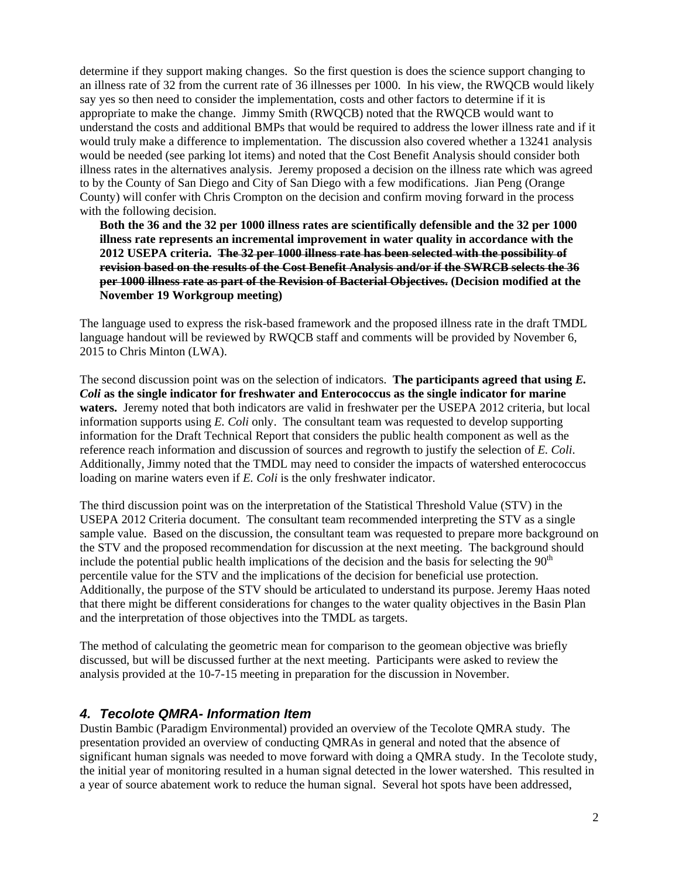determine if they support making changes. So the first question is does the science support changing to an illness rate of 32 from the current rate of 36 illnesses per 1000. In his view, the RWQCB would likely say yes so then need to consider the implementation, costs and other factors to determine if it is appropriate to make the change. Jimmy Smith (RWQCB) noted that the RWQCB would want to understand the costs and additional BMPs that would be required to address the lower illness rate and if it would truly make a difference to implementation. The discussion also covered whether a 13241 analysis would be needed (see parking lot items) and noted that the Cost Benefit Analysis should consider both illness rates in the alternatives analysis. Jeremy proposed a decision on the illness rate which was agreed to by the County of San Diego and City of San Diego with a few modifications. Jian Peng (Orange County) will confer with Chris Crompton on the decision and confirm moving forward in the process with the following decision.

> **Both the 36 and the 32 per 1000 illness rates are scientifically defensible and the 32 per 1000 illness rate represents an incremental improvement in water quality in accordance with the 2012 USEPA criteria. ~~The 32 per 1000 illness rate has been selected with the possibility of revision based on the results of the Cost Benefit Analysis and/or if the SWRCB selects the 36 per 1000 illness rate as part of the Revision of Bacterial Objectives.~~ (Decision modified at the November 19 Workgroup meeting)**

The language used to express the risk-based framework and the proposed illness rate in the draft TMDL language handout will be reviewed by RWQCB staff and comments will be provided by November 6, 2015 to Chris Minton (LWA).

The second discussion point was on the selection of indicators. **The participants agreed that using *E. Coli* as the single indicator for freshwater and Enterococcus as the single indicator for marine waters.** Jeremy noted that both indicators are valid in freshwater per the USEPA 2012 criteria, but local information supports using *E. Coli* only. The consultant team was requested to develop supporting information for the Draft Technical Report that considers the public health component as well as the reference reach information and discussion of sources and regrowth to justify the selection of *E. Coli*. Additionally, Jimmy noted that the TMDL may need to consider the impacts of watershed enterococcus loading on marine waters even if *E. Coli* is the only freshwater indicator.

The third discussion point was on the interpretation of the Statistical Threshold Value (STV) in the USEPA 2012 Criteria document. The consultant team recommended interpreting the STV as a single sample value. Based on the discussion, the consultant team was requested to prepare more background on the STV and the proposed recommendation for discussion at the next meeting. The background should include the potential public health implications of the decision and the basis for selecting the 90th percentile value for the STV and the implications of the decision for beneficial use protection. Additionally, the purpose of the STV should be articulated to understand its purpose. Jeremy Haas noted that there might be different considerations for changes to the water quality objectives in the Basin Plan and the interpretation of those objectives into the TMDL as targets.

The method of calculating the geometric mean for comparison to the geomean objective was briefly discussed, but will be discussed further at the next meeting. Participants were asked to review the analysis provided at the 10-7-15 meeting in preparation for the discussion in November.

### *4. Tecolote QMRA- Information Item*

Dustin Bambic (Paradigm Environmental) provided an overview of the Tecolote QMRA study. The presentation provided an overview of conducting QMRAs in general and noted that the absence of significant human signals was needed to move forward with doing a QMRA study. In the Tecolote study, the initial year of monitoring resulted in a human signal detected in the lower watershed. This resulted in a year of source abatement work to reduce the human signal. Several hot spots have been addressed,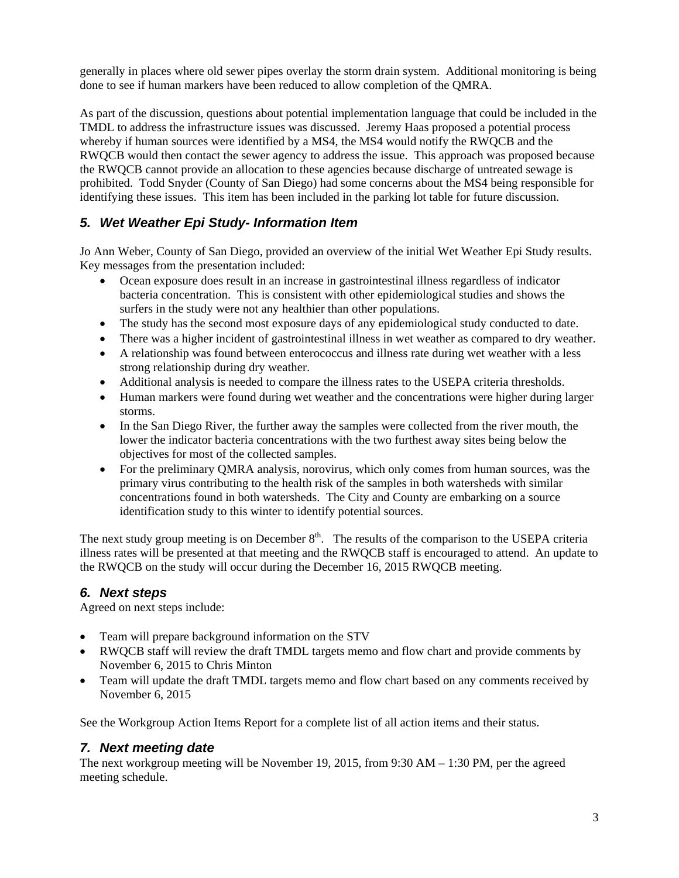generally in places where old sewer pipes overlay the storm drain system. Additional monitoring is being done to see if human markers have been reduced to allow completion of the QMRA.

As part of the discussion, questions about potential implementation language that could be included in the TMDL to address the infrastructure issues was discussed. Jeremy Haas proposed a potential process whereby if human sources were identified by a MS4, the MS4 would notify the RWQCB and the RWQCB would then contact the sewer agency to address the issue. This approach was proposed because the RWQCB cannot provide an allocation to these agencies because discharge of untreated sewage is prohibited. Todd Snyder (County of San Diego) had some concerns about the MS4 being responsible for identifying these issues. This item has been included in the parking lot table for future discussion.

## *5. Wet Weather Epi Study- Information Item*

Jo Ann Weber, County of San Diego, provided an overview of the initial Wet Weather Epi Study results. Key messages from the presentation included:

- Ocean exposure does result in an increase in gastrointestinal illness regardless of indicator bacteria concentration. This is consistent with other epidemiological studies and shows the surfers in the study were not any healthier than other populations.
- The study has the second most exposure days of any epidemiological study conducted to date.
- There was a higher incident of gastrointestinal illness in wet weather as compared to dry weather.
- A relationship was found between enterococcus and illness rate during wet weather with a less strong relationship during dry weather.
- Additional analysis is needed to compare the illness rates to the USEPA criteria thresholds.
- Human markers were found during wet weather and the concentrations were higher during larger storms.
- In the San Diego River, the further away the samples were collected from the river mouth, the lower the indicator bacteria concentrations with the two furthest away sites being below the objectives for most of the collected samples.
- For the preliminary QMRA analysis, norovirus, which only comes from human sources, was the primary virus contributing to the health risk of the samples in both watersheds with similar concentrations found in both watersheds. The City and County are embarking on a source identification study to this winter to identify potential sources.

The next study group meeting is on December 8th. The results of the comparison to the USEPA criteria illness rates will be presented at that meeting and the RWQCB staff is encouraged to attend. An update to the RWQCB on the study will occur during the December 16, 2015 RWQCB meeting.

## *6. Next steps*

Agreed on next steps include:

- Team will prepare background information on the STV
- RWQCB staff will review the draft TMDL targets memo and flow chart and provide comments by November 6, 2015 to Chris Minton
- Team will update the draft TMDL targets memo and flow chart based on any comments received by November 6, 2015

See the Workgroup Action Items Report for a complete list of all action items and their status.

## *7. Next meeting date*

The next workgroup meeting will be November 19, 2015, from 9:30 AM – 1:30 PM, per the agreed meeting schedule.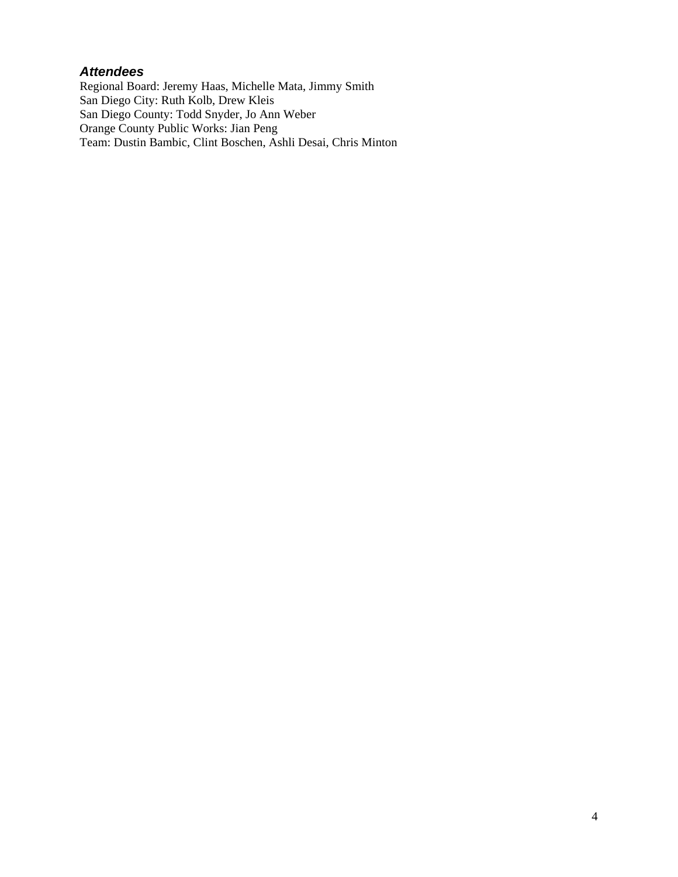### *Attendees*

Regional Board: Jeremy Haas, Michelle Mata, Jimmy Smith
San Diego City: Ruth Kolb, Drew Kleis
San Diego County: Todd Snyder, Jo Ann Weber
Orange County Public Works: Jian Peng
Team: Dustin Bambic, Clint Boschen, Ashli Desai, Chris Minton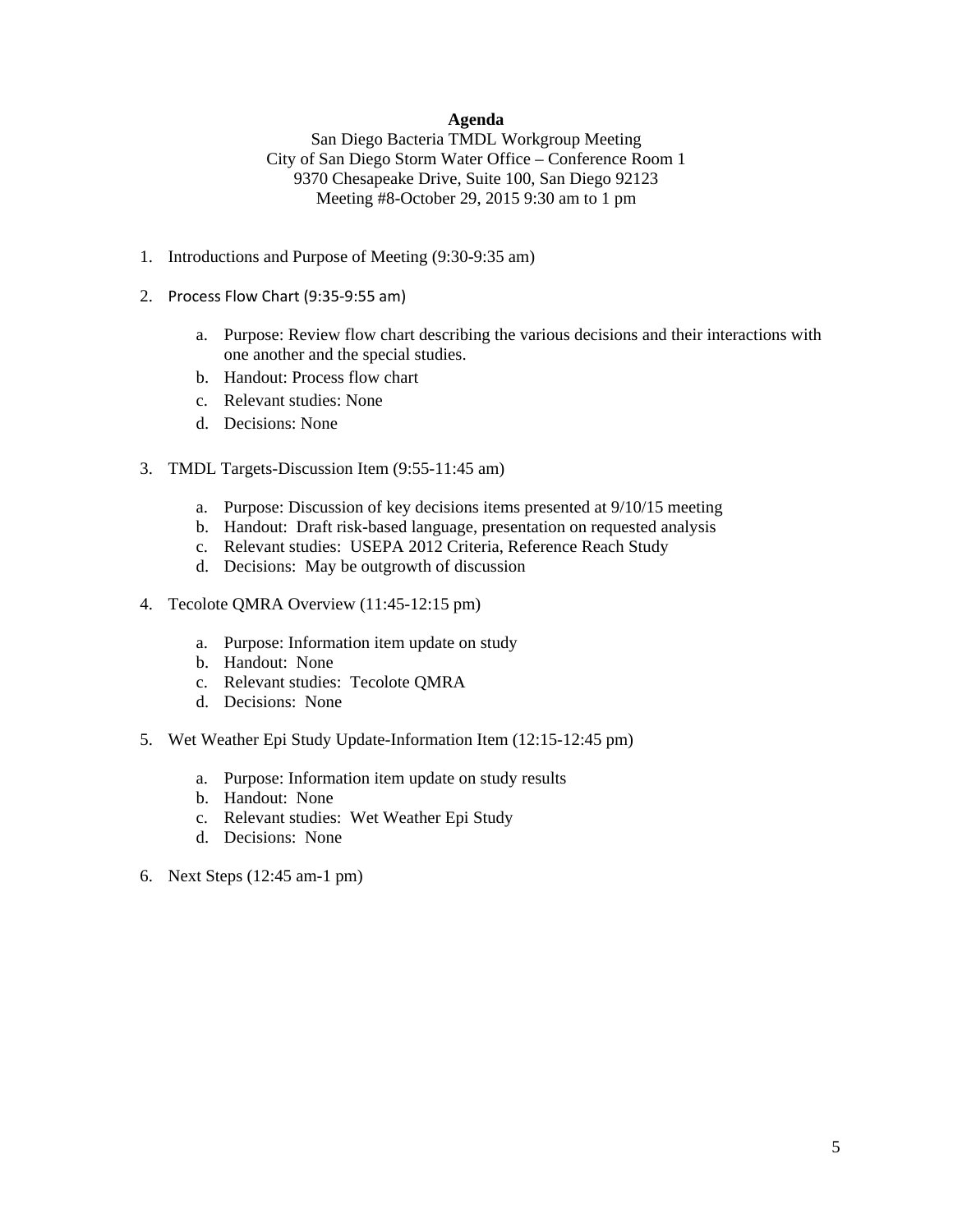**Agenda**

San Diego Bacteria TMDL Workgroup Meeting
City of San Diego Storm Water Office – Conference Room 1
9370 Chesapeake Drive, Suite 100, San Diego 92123
Meeting #8-October 29, 2015 9:30 am to 1 pm

1. Introductions and Purpose of Meeting (9:30-9:35 am)

2. Process Flow Chart (9:35-9:55 am)

   a. Purpose: Review flow chart describing the various decisions and their interactions with one another and the special studies.
   b. Handout: Process flow chart
   c. Relevant studies: None
   d. Decisions: None

3. TMDL Targets-Discussion Item (9:55-11:45 am)

   a. Purpose: Discussion of key decisions items presented at 9/10/15 meeting
   b. Handout: Draft risk-based language, presentation on requested analysis
   c. Relevant studies: USEPA 2012 Criteria, Reference Reach Study
   d. Decisions: May be outgrowth of discussion

4. Tecolote QMRA Overview (11:45-12:15 pm)

   a. Purpose: Information item update on study
   b. Handout: None
   c. Relevant studies: Tecolote QMRA
   d. Decisions: None

5. Wet Weather Epi Study Update-Information Item (12:15-12:45 pm)

   a. Purpose: Information item update on study results
   b. Handout: None
   c. Relevant studies: Wet Weather Epi Study
   d. Decisions: None

6. Next Steps (12:45 am-1 pm)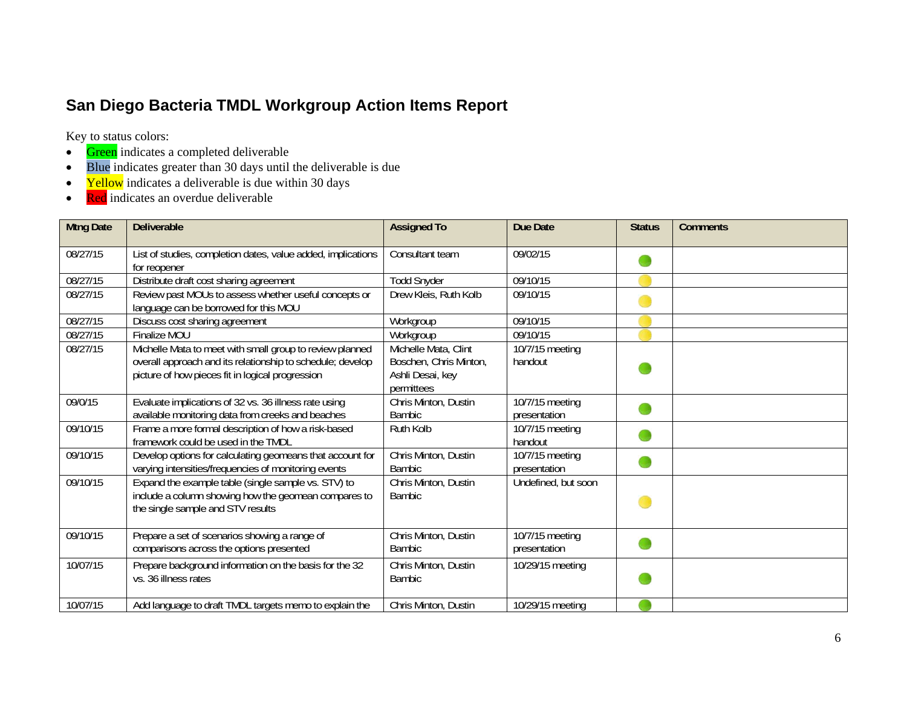# San Diego Bacteria TMDL Workgroup Action Items Report

Key to status colors:

- Green indicates a completed deliverable
- Blue indicates greater than 30 days until the deliverable is due
- Yellow indicates a deliverable is due within 30 days
- Red indicates an overdue deliverable

| Mtng Date | Deliverable | Assigned To | Due Date | Status | Comments |
|---|---|---|---|---|---|
| 08/27/15 | List of studies, completion dates, value added, implications for reopener | Consultant team | 09/02/15 | Green | |
| 08/27/15 | Distribute draft cost sharing agreement | Todd Snyder | 09/10/15 | Yellow | |
| 08/27/15 | Review past MOUs to assess whether useful concepts or language can be borrowed for this MOU | Drew Kleis, Ruth Kolb | 09/10/15 | Yellow | |
| 08/27/15 | Discuss cost sharing agreement | Workgroup | 09/10/15 | Yellow | |
| 08/27/15 | Finalize MOU | Workgroup | 09/10/15 | Yellow | |
| 08/27/15 | Michelle Mata to meet with small group to review planned overall approach and its relationship to schedule; develop picture of how pieces fit in logical progression | Michelle Mata, Clint Boschen, Chris Minton, Ashli Desai, key permittees | 10/7/15 meeting handout | Green | |
| 09/0/15 | Evaluate implications of 32 vs. 36 illness rate using available monitoring data from creeks and beaches | Chris Minton, Dustin Bambic | 10/7/15 meeting presentation | Green | |
| 09/10/15 | Frame a more formal description of how a risk-based framework could be used in the TMDL | Ruth Kolb | 10/7/15 meeting handout | Green | |
| 09/10/15 | Develop options for calculating geomeans that account for varying intensities/frequencies of monitoring events | Chris Minton, Dustin Bambic | 10/7/15 meeting presentation | Green | |
| 09/10/15 | Expand the example table (single sample vs. STV) to include a column showing how the geomean compares to the single sample and STV results | Chris Minton, Dustin Bambic | Undefined, but soon | Yellow | |
| 09/10/15 | Prepare a set of scenarios showing a range of comparisons across the options presented | Chris Minton, Dustin Bambic | 10/7/15 meeting presentation | Green | |
| 10/07/15 | Prepare background information on the basis for the 32 vs. 36 illness rates | Chris Minton, Dustin Bambic | 10/29/15 meeting | Green | |
| 10/07/15 | Add language to draft TMDL targets memo to explain the | Chris Minton, Dustin | 10/29/15 meeting | Green | |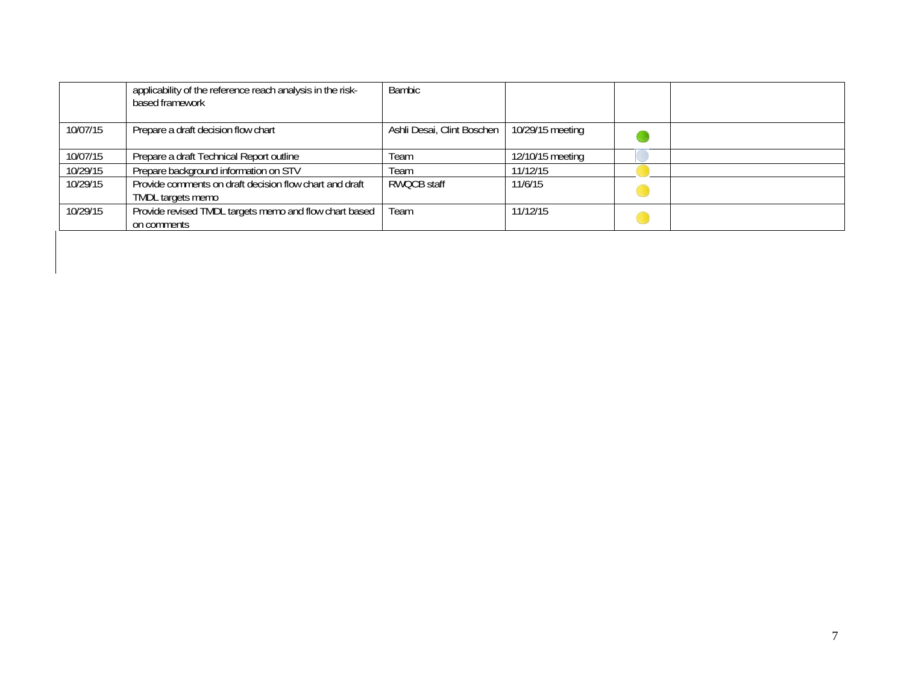|  |  |  |  |  |  |
|---|---|---|---|---|---|
|  | applicability of the reference reach analysis in the risk-based framework | Bambic |  |  |  |
| 10/07/15 | Prepare a draft decision flow chart | Ashli Desai, Clint Boschen | 10/29/15 meeting | 🟢 |  |
| 10/07/15 | Prepare a draft Technical Report outline | Team | 12/10/15 meeting | ⚪ |  |
| 10/29/15 | Prepare background information on STV | Team | 11/12/15 | 🟡 |  |
| 10/29/15 | Provide comments on draft decision flow chart and draft TMDL targets memo | RWQCB staff | 11/6/15 | 🟡 |  |
| 10/29/15 | Provide revised TMDL targets memo and flow chart based on comments | Team | 11/12/15 | 🟡 |  |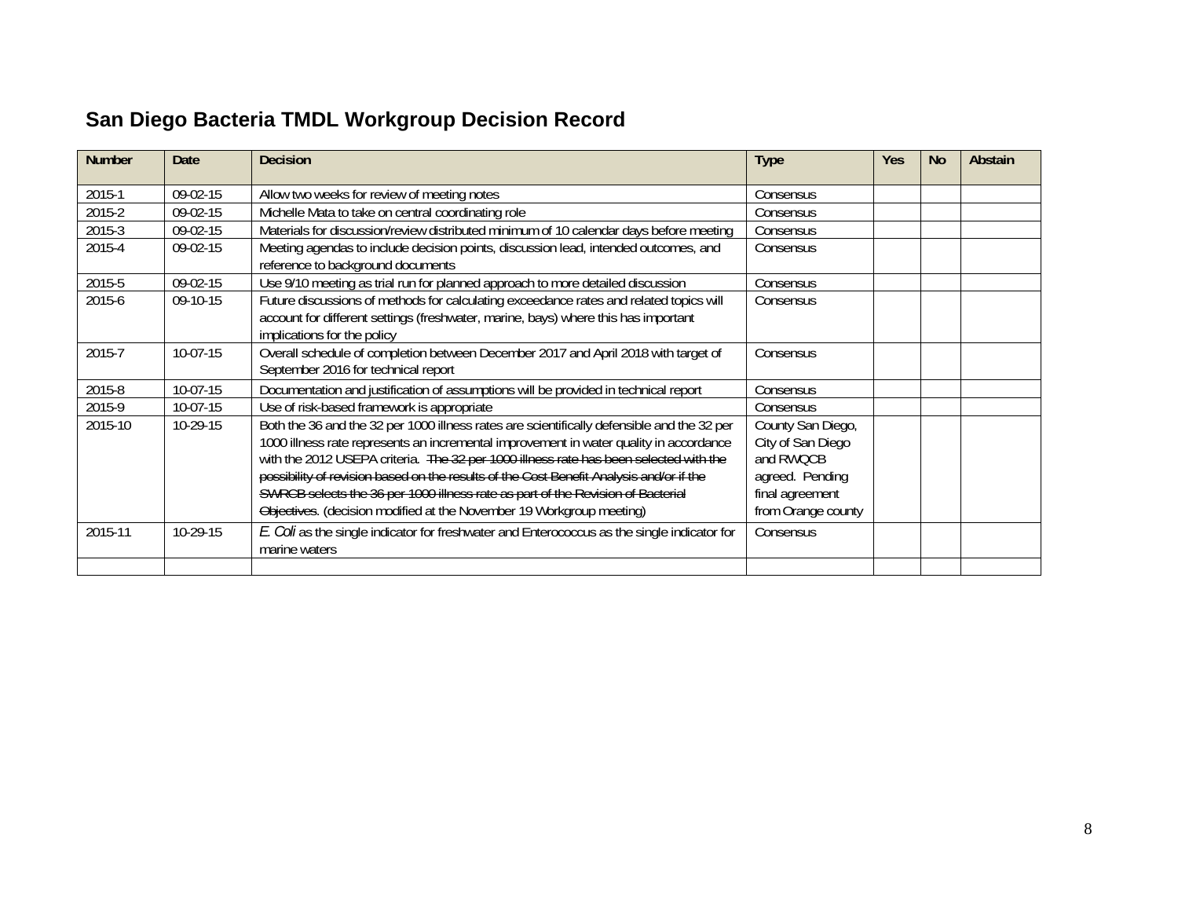## San Diego Bacteria TMDL Workgroup Decision Record

| Number | Date | Decision | Type | Yes | No | Abstain |
|---|---|---|---|---|---|---|
| 2015-1 | 09-02-15 | Allow two weeks for review of meeting notes | Consensus | | | |
| 2015-2 | 09-02-15 | Michelle Mata to take on central coordinating role | Consensus | | | |
| 2015-3 | 09-02-15 | Materials for discussion/review distributed minimum of 10 calendar days before meeting | Consensus | | | |
| 2015-4 | 09-02-15 | Meeting agendas to include decision points, discussion lead, intended outcomes, and reference to background documents | Consensus | | | |
| 2015-5 | 09-02-15 | Use 9/10 meeting as trial run for planned approach to more detailed discussion | Consensus | | | |
| 2015-6 | 09-10-15 | Future discussions of methods for calculating exceedance rates and related topics will account for different settings (freshwater, marine, bays) where this has important implications for the policy | Consensus | | | |
| 2015-7 | 10-07-15 | Overall schedule of completion between December 2017 and April 2018 with target of September 2016 for technical report | Consensus | | | |
| 2015-8 | 10-07-15 | Documentation and justification of assumptions will be provided in technical report | Consensus | | | |
| 2015-9 | 10-07-15 | Use of risk-based framework is appropriate | Consensus | | | |
| 2015-10 | 10-29-15 | Both the 36 and the 32 per 1000 illness rates are scientifically defensible and the 32 per 1000 illness rate represents an incremental improvement in water quality in accordance with the 2012 USEPA criteria. ~~The 32 per 1000 illness rate has been selected with the possibility of revision based on the results of the Cost Benefit Analysis and/or if the SWRCB selects the 36 per 1000 illness rate as part of the Revision of Bacterial Objectives.~~ (decision modified at the November 19 Workgroup meeting) | County San Diego, City of San Diego and RWQCB agreed. Pending final agreement from Orange county | | | |
| 2015-11 | 10-29-15 | *E. Coli* as the single indicator for freshwater and Enterococcus as the single indicator for marine waters | Consensus | | | |
| | | | | | | |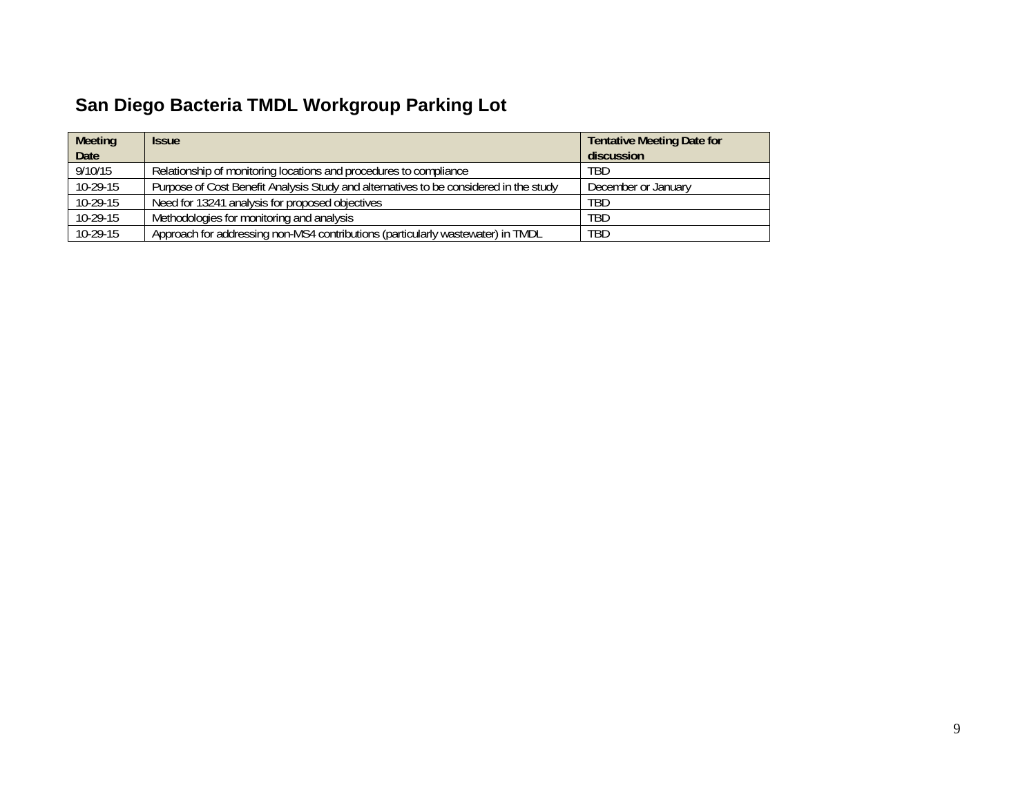## San Diego Bacteria TMDL Workgroup Parking Lot

| Meeting Date | Issue | Tentative Meeting Date for discussion |
|---|---|---|
| 9/10/15 | Relationship of monitoring locations and procedures to compliance | TBD |
| 10-29-15 | Purpose of Cost Benefit Analysis Study and alternatives to be considered in the study | December or January |
| 10-29-15 | Need for 13241 analysis for proposed objectives | TBD |
| 10-29-15 | Methodologies for monitoring and analysis | TBD |
| 10-29-15 | Approach for addressing non-MS4 contributions (particularly wastewater) in TMDL | TBD |